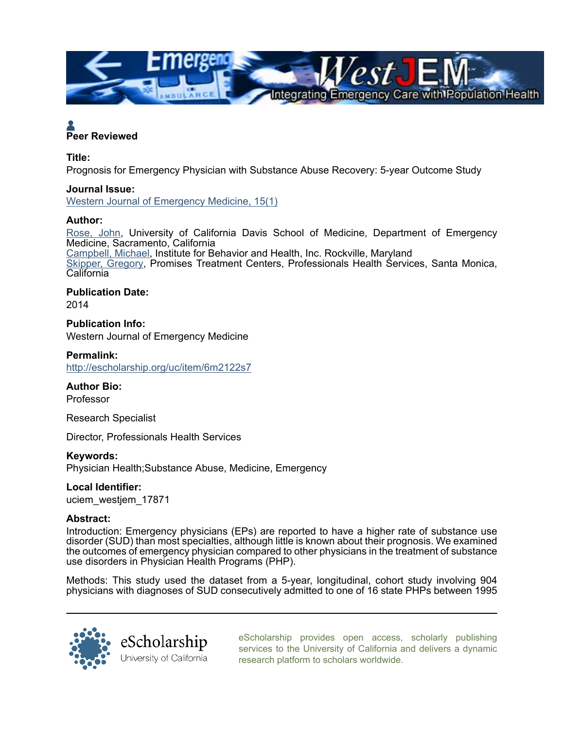Peer Reviewed

**Title:**
Prognosis for Emergency Physician with Substance Abuse Recovery: 5-year Outcome Study

**Journal Issue:**
Western Journal of Emergency Medicine, 15(1)

**Author:**
Rose, John, University of California Davis School of Medicine, Department of Emergency Medicine, Sacramento, California
Campbell, Michael, Institute for Behavior and Health, Inc. Rockville, Maryland
Skipper, Gregory, Promises Treatment Centers, Professionals Health Services, Santa Monica, California

**Publication Date:**
2014

**Publication Info:**
Western Journal of Emergency Medicine

**Permalink:**
http://escholarship.org/uc/item/6m2122s7

**Author Bio:**
Professor

Research Specialist

Director, Professionals Health Services

**Keywords:**
Physician Health;Substance Abuse, Medicine, Emergency

**Local Identifier:**
uciem_westjem_17871

**Abstract:**
Introduction: Emergency physicians (EPs) are reported to have a higher rate of substance use disorder (SUD) than most specialties, although little is known about their prognosis. We examined the outcomes of emergency physician compared to other physicians in the treatment of substance use disorders in Physician Health Programs (PHP).

Methods: This study used the dataset from a 5-year, longitudinal, cohort study involving 904 physicians with diagnoses of SUD consecutively admitted to one of 16 state PHPs between 1995

eScholarship provides open access, scholarly publishing services to the University of California and delivers a dynamic research platform to scholars worldwide.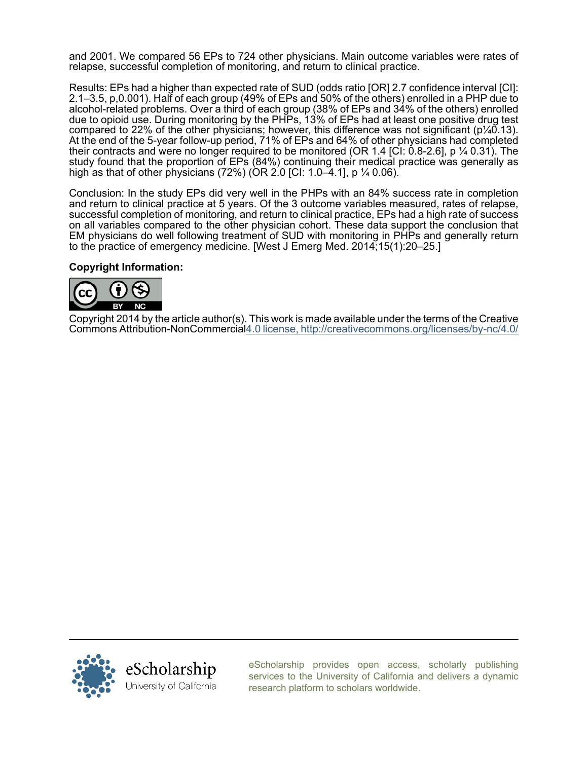and 2001. We compared 56 EPs to 724 other physicians. Main outcome variables were rates of relapse, successful completion of monitoring, and return to clinical practice.

Results: EPs had a higher than expected rate of SUD (odds ratio [OR] 2.7 confidence interval [CI]: 2.1–3.5, p,0.001). Half of each group (49% of EPs and 50% of the others) enrolled in a PHP due to alcohol-related problems. Over a third of each group (38% of EPs and 34% of the others) enrolled due to opioid use. During monitoring by the PHPs, 13% of EPs had at least one positive drug test compared to 22% of the other physicians; however, this difference was not significant (p¼0.13). At the end of the 5-year follow-up period, 71% of EPs and 64% of other physicians had completed their contracts and were no longer required to be monitored (OR 1.4 [CI: 0.8-2.6], p ¼ 0.31). The study found that the proportion of EPs (84%) continuing their medical practice was generally as high as that of other physicians (72%) (OR 2.0 [CI: 1.0–4.1], p ¼ 0.06).

Conclusion: In the study EPs did very well in the PHPs with an 84% success rate in completion and return to clinical practice at 5 years. Of the 3 outcome variables measured, rates of relapse, successful completion of monitoring, and return to clinical practice, EPs had a high rate of success on all variables compared to the other physician cohort. These data support the conclusion that EM physicians do well following treatment of SUD with monitoring in PHPs and generally return to the practice of emergency medicine. [West J Emerg Med. 2014;15(1):20–25.]

**Copyright Information:**

Copyright 2014 by the article author(s). This work is made available under the terms of the Creative Commons Attribution-NonCommercial 4.0 license, http://creativecommons.org/licenses/by-nc/4.0/

eScholarship provides open access, scholarly publishing services to the University of California and delivers a dynamic research platform to scholars worldwide.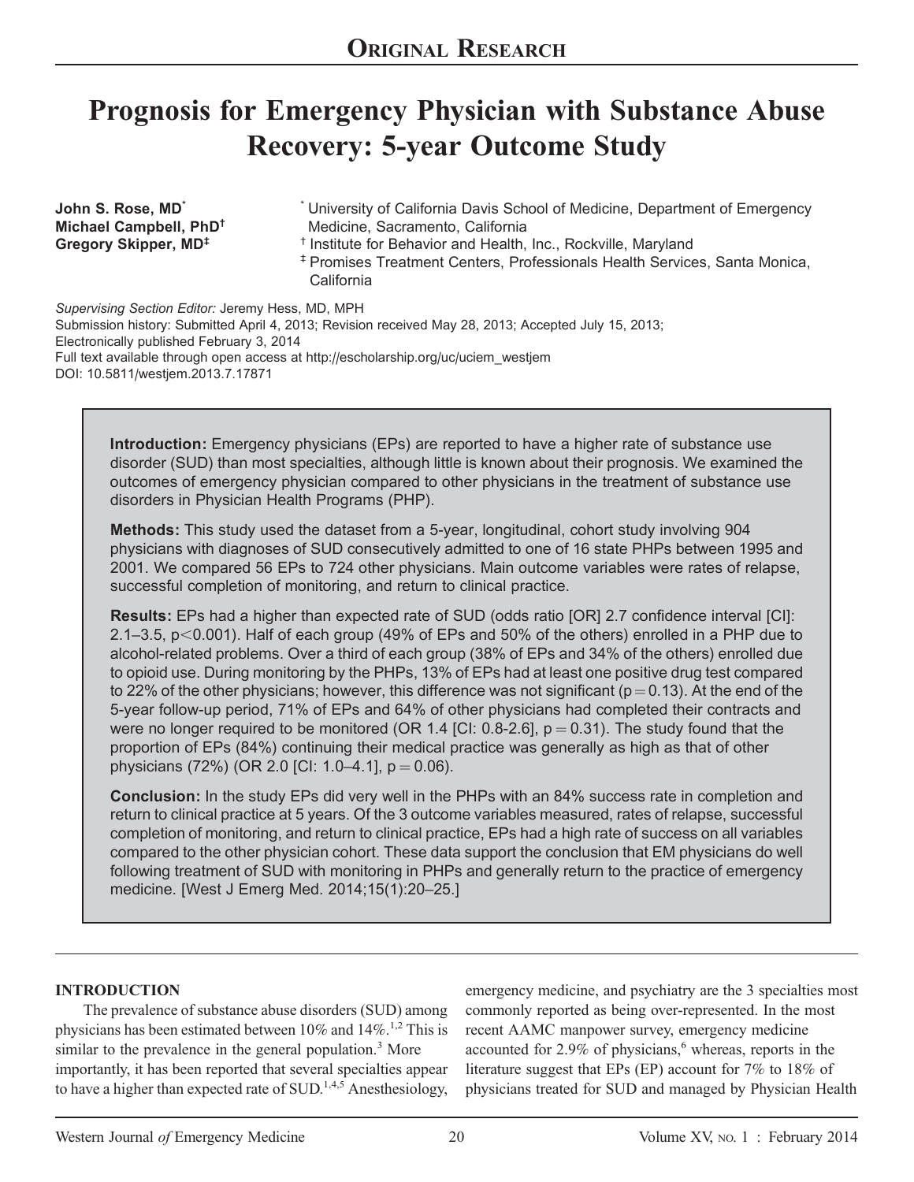# Original Research

# Prognosis for Emergency Physician with Substance Abuse Recovery: 5-year Outcome Study

**John S. Rose, MD**[*]
**Michael Campbell, PhD**[†]
**Gregory Skipper, MD**[‡]

[*] University of California Davis School of Medicine, Department of Emergency Medicine, Sacramento, California
[†] Institute for Behavior and Health, Inc., Rockville, Maryland
[‡] Promises Treatment Centers, Professionals Health Services, Santa Monica, California

*Supervising Section Editor:* Jeremy Hess, MD, MPH
Submission history: Submitted April 4, 2013; Revision received May 28, 2013; Accepted July 15, 2013;
Electronically published February 3, 2014
Full text available through open access at http://escholarship.org/uc/uciem_westjem
DOI: 10.5811/westjem.2013.7.17871

**Introduction:** Emergency physicians (EPs) are reported to have a higher rate of substance use disorder (SUD) than most specialties, although little is known about their prognosis. We examined the outcomes of emergency physician compared to other physicians in the treatment of substance use disorders in Physician Health Programs (PHP).

**Methods:** This study used the dataset from a 5-year, longitudinal, cohort study involving 904 physicians with diagnoses of SUD consecutively admitted to one of 16 state PHPs between 1995 and 2001. We compared 56 EPs to 724 other physicians. Main outcome variables were rates of relapse, successful completion of monitoring, and return to clinical practice.

**Results:** EPs had a higher than expected rate of SUD (odds ratio [OR] 2.7 confidence interval [CI]: 2.1–3.5, $p<0.001$). Half of each group (49% of EPs and 50% of the others) enrolled in a PHP due to alcohol-related problems. Over a third of each group (38% of EPs and 34% of the others) enrolled due to opioid use. During monitoring by the PHPs, 13% of EPs had at least one positive drug test compared to 22% of the other physicians; however, this difference was not significant ($p = 0.13$). At the end of the 5-year follow-up period, 71% of EPs and 64% of other physicians had completed their contracts and were no longer required to be monitored (OR 1.4 [CI: 0.8-2.6], $p = 0.31$). The study found that the proportion of EPs (84%) continuing their medical practice was generally as high as that of other physicians (72%) (OR 2.0 [CI: 1.0–4.1], $p = 0.06$).

**Conclusion:** In the study EPs did very well in the PHPs with an 84% success rate in completion and return to clinical practice at 5 years. Of the 3 outcome variables measured, rates of relapse, successful completion of monitoring, and return to clinical practice, EPs had a high rate of success on all variables compared to the other physician cohort. These data support the conclusion that EM physicians do well following treatment of SUD with monitoring in PHPs and generally return to the practice of emergency medicine. [West J Emerg Med. 2014;15(1):20–25.]

## INTRODUCTION

The prevalence of substance abuse disorders (SUD) among physicians has been estimated between 10% and 14%.[1,2] This is similar to the prevalence in the general population.[3] More importantly, it has been reported that several specialties appear to have a higher than expected rate of SUD.[1,4,5] Anesthesiology, emergency medicine, and psychiatry are the 3 specialties most commonly reported as being over-represented. In the most recent AAMC manpower survey, emergency medicine accounted for 2.9% of physicians,[6] whereas, reports in the literature suggest that EPs (EP) account for 7% to 18% of physicians treated for SUD and managed by Physician Health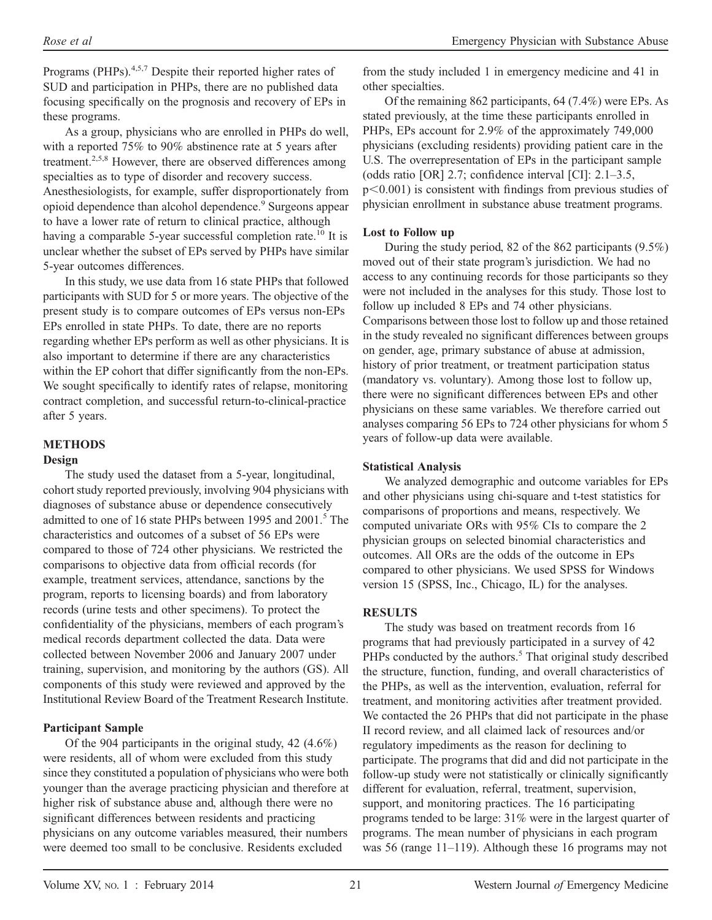Programs (PHPs).[4,5,7] Despite their reported higher rates of SUD and participation in PHPs, there are no published data focusing specifically on the prognosis and recovery of EPs in these programs.

As a group, physicians who are enrolled in PHPs do well, with a reported 75% to 90% abstinence rate at 5 years after treatment.[2,5,8] However, there are observed differences among specialties as to type of disorder and recovery success. Anesthesiologists, for example, suffer disproportionately from opioid dependence than alcohol dependence.[9] Surgeons appear to have a lower rate of return to clinical practice, although having a comparable 5-year successful completion rate.[10] It is unclear whether the subset of EPs served by PHPs have similar 5-year outcomes differences.

In this study, we use data from 16 state PHPs that followed participants with SUD for 5 or more years. The objective of the present study is to compare outcomes of EPs versus non-EPs EPs enrolled in state PHPs. To date, there are no reports regarding whether EPs perform as well as other physicians. It is also important to determine if there are any characteristics within the EP cohort that differ significantly from the non-EPs. We sought specifically to identify rates of relapse, monitoring contract completion, and successful return-to-clinical-practice after 5 years.

## METHODS

### Design

The study used the dataset from a 5-year, longitudinal, cohort study reported previously, involving 904 physicians with diagnoses of substance abuse or dependence consecutively admitted to one of 16 state PHPs between 1995 and 2001.[5] The characteristics and outcomes of a subset of 56 EPs were compared to those of 724 other physicians. We restricted the comparisons to objective data from official records (for example, treatment services, attendance, sanctions by the program, reports to licensing boards) and from laboratory records (urine tests and other specimens). To protect the confidentiality of the physicians, members of each program's medical records department collected the data. Data were collected between November 2006 and January 2007 under training, supervision, and monitoring by the authors (GS). All components of this study were reviewed and approved by the Institutional Review Board of the Treatment Research Institute.

### Participant Sample

Of the 904 participants in the original study, 42 (4.6%) were residents, all of whom were excluded from this study since they constituted a population of physicians who were both younger than the average practicing physician and therefore at higher risk of substance abuse and, although there were no significant differences between residents and practicing physicians on any outcome variables measured, their numbers were deemed too small to be conclusive. Residents excluded from the study included 1 in emergency medicine and 41 in other specialties.

Of the remaining 862 participants, 64 (7.4%) were EPs. As stated previously, at the time these participants enrolled in PHPs, EPs account for 2.9% of the approximately 749,000 physicians (excluding residents) providing patient care in the U.S. The overrepresentation of EPs in the participant sample (odds ratio [OR] 2.7; confidence interval [CI]: 2.1–3.5, $p<0.001$) is consistent with findings from previous studies of physician enrollment in substance abuse treatment programs.

### Lost to Follow up

During the study period, 82 of the 862 participants (9.5%) moved out of their state program's jurisdiction. We had no access to any continuing records for those participants so they were not included in the analyses for this study. Those lost to follow up included 8 EPs and 74 other physicians. Comparisons between those lost to follow up and those retained in the study revealed no significant differences between groups on gender, age, primary substance of abuse at admission, history of prior treatment, or treatment participation status (mandatory vs. voluntary). Among those lost to follow up, there were no significant differences between EPs and other physicians on these same variables. We therefore carried out analyses comparing 56 EPs to 724 other physicians for whom 5 years of follow-up data were available.

### Statistical Analysis

We analyzed demographic and outcome variables for EPs and other physicians using chi-square and t-test statistics for comparisons of proportions and means, respectively. We computed univariate ORs with 95% CIs to compare the 2 physician groups on selected binomial characteristics and outcomes. All ORs are the odds of the outcome in EPs compared to other physicians. We used SPSS for Windows version 15 (SPSS, Inc., Chicago, IL) for the analyses.

## RESULTS

The study was based on treatment records from 16 programs that had previously participated in a survey of 42 PHPs conducted by the authors.[5] That original study described the structure, function, funding, and overall characteristics of the PHPs, as well as the intervention, evaluation, referral for treatment, and monitoring activities after treatment provided. We contacted the 26 PHPs that did not participate in the phase II record review, and all claimed lack of resources and/or regulatory impediments as the reason for declining to participate. The programs that did and did not participate in the follow-up study were not statistically or clinically significantly different for evaluation, referral, treatment, supervision, support, and monitoring practices. The 16 participating programs tended to be large: 31% were in the largest quarter of programs. The mean number of physicians in each program was 56 (range 11–119). Although these 16 programs may not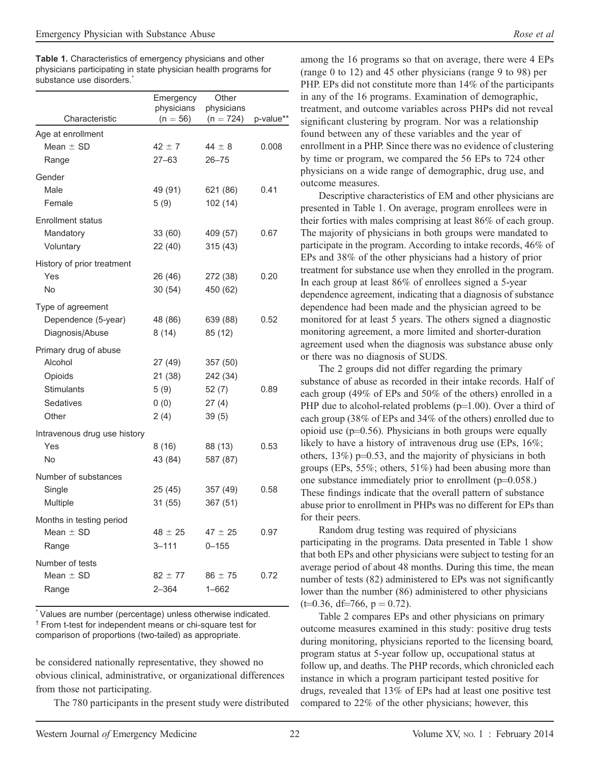**Table 1.** Characteristics of emergency physicians and other physicians participating in state physician health programs for substance use disorders.*

| Characteristic | Emergency physicians (n = 56) | Other physicians (n = 724) | p-value** |
|---|---|---|---|
| Age at enrollment | | | |
| Mean ± SD | 42 ± 7 | 44 ± 8 | 0.008 |
| Range | 27–63 | 26–75 | |
| Gender | | | |
| Male | 49 (91) | 621 (86) | 0.41 |
| Female | 5 (9) | 102 (14) | |
| Enrollment status | | | |
| Mandatory | 33 (60) | 409 (57) | 0.67 |
| Voluntary | 22 (40) | 315 (43) | |
| History of prior treatment | | | |
| Yes | 26 (46) | 272 (38) | 0.20 |
| No | 30 (54) | 450 (62) | |
| Type of agreement | | | |
| Dependence (5-year) | 48 (86) | 639 (88) | 0.52 |
| Diagnosis/Abuse | 8 (14) | 85 (12) | |
| Primary drug of abuse | | | |
| Alcohol | 27 (49) | 357 (50) | |
| Opioids | 21 (38) | 242 (34) | |
| Stimulants | 5 (9) | 52 (7) | 0.89 |
| Sedatives | 0 (0) | 27 (4) | |
| Other | 2 (4) | 39 (5) | |
| Intravenous drug use history | | | |
| Yes | 8 (16) | 88 (13) | 0.53 |
| No | 43 (84) | 587 (87) | |
| Number of substances | | | |
| Single | 25 (45) | 357 (49) | 0.58 |
| Multiple | 31 (55) | 367 (51) | |
| Months in testing period | | | |
| Mean ± SD | 48 ± 25 | 47 ± 25 | 0.97 |
| Range | 3–111 | 0–155 | |
| Number of tests | | | |
| Mean ± SD | 82 ± 77 | 86 ± 75 | 0.72 |
| Range | 2–364 | 1–662 | |

\* Values are number (percentage) unless otherwise indicated.
† From t-test for independent means or chi-square test for comparison of proportions (two-tailed) as appropriate.

be considered nationally representative, they showed no obvious clinical, administrative, or organizational differences from those not participating.

The 780 participants in the present study were distributed among the 16 programs so that on average, there were 4 EPs (range 0 to 12) and 45 other physicians (range 9 to 98) per PHP. EPs did not constitute more than 14% of the participants in any of the 16 programs. Examination of demographic, treatment, and outcome variables across PHPs did not reveal significant clustering by program. Nor was a relationship found between any of these variables and the year of enrollment in a PHP. Since there was no evidence of clustering by time or program, we compared the 56 EPs to 724 other physicians on a wide range of demographic, drug use, and outcome measures.

Descriptive characteristics of EM and other physicians are presented in Table 1. On average, program enrollees were in their forties with males comprising at least 86% of each group. The majority of physicians in both groups were mandated to participate in the program. According to intake records, 46% of EPs and 38% of the other physicians had a history of prior treatment for substance use when they enrolled in the program. In each group at least 86% of enrollees signed a 5-year dependence agreement, indicating that a diagnosis of substance dependence had been made and the physician agreed to be monitored for at least 5 years. The others signed a diagnostic monitoring agreement, a more limited and shorter-duration agreement used when the diagnosis was substance abuse only or there was no diagnosis of SUDS.

The 2 groups did not differ regarding the primary substance of abuse as recorded in their intake records. Half of each group (49% of EPs and 50% of the others) enrolled in a PHP due to alcohol-related problems ($p=1.00$). Over a third of each group (38% of EPs and 34% of the others) enrolled due to opioid use ($p=0.56$). Physicians in both groups were equally likely to have a history of intravenous drug use (EPs, 16%; others, 13%) $p=0.53$, and the majority of physicians in both groups (EPs, 55%; others, 51%) had been abusing more than one substance immediately prior to enrollment ($p=0.058$.) These findings indicate that the overall pattern of substance abuse prior to enrollment in PHPs was no different for EPs than for their peers.

Random drug testing was required of physicians participating in the programs. Data presented in Table 1 show that both EPs and other physicians were subject to testing for an average period of about 48 months. During this time, the mean number of tests (82) administered to EPs was not significantly lower than the number (86) administered to other physicians ($t=0.36$, $df=766$, $p = 0.72$).

Table 2 compares EPs and other physicians on primary outcome measures examined in this study: positive drug tests during monitoring, physicians reported to the licensing board, program status at 5-year follow up, occupational status at follow up, and deaths. The PHP records, which chronicled each instance in which a program participant tested positive for drugs, revealed that 13% of EPs had at least one positive test compared to 22% of the other physicians; however, this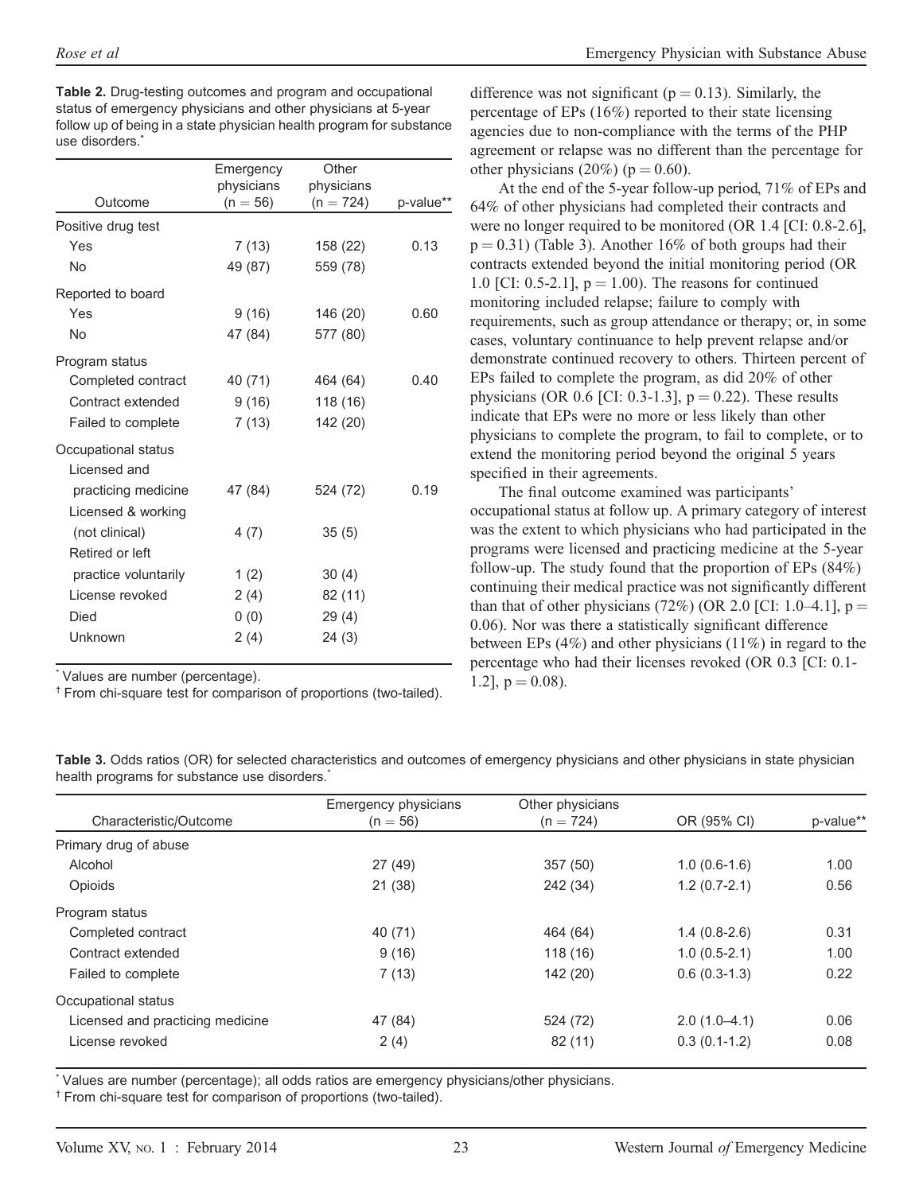**Table 2.** Drug-testing outcomes and program and occupational status of emergency physicians and other physicians at 5-year follow up of being in a state physician health program for substance use disorders.*

| Outcome | Emergency physicians (n = 56) | Other physicians (n = 724) | p-value** |
|---|---|---|---|
| Positive drug test | | | |
| Yes | 7 (13) | 158 (22) | 0.13 |
| No | 49 (87) | 559 (78) | |
| Reported to board | | | |
| Yes | 9 (16) | 146 (20) | 0.60 |
| No | 47 (84) | 577 (80) | |
| Program status | | | |
| Completed contract | 40 (71) | 464 (64) | 0.40 |
| Contract extended | 9 (16) | 118 (16) | |
| Failed to complete | 7 (13) | 142 (20) | |
| Occupational status | | | |
| Licensed and practicing medicine | 47 (84) | 524 (72) | 0.19 |
| Licensed & working (not clinical) | 4 (7) | 35 (5) | |
| Retired or left practice voluntarily | 1 (2) | 30 (4) | |
| License revoked | 2 (4) | 82 (11) | |
| Died | 0 (0) | 29 (4) | |
| Unknown | 2 (4) | 24 (3) | |

* Values are number (percentage).
† From chi-square test for comparison of proportions (two-tailed).

difference was not significant (p = 0.13). Similarly, the percentage of EPs (16%) reported to their state licensing agencies due to non-compliance with the terms of the PHP agreement or relapse was no different than the percentage for other physicians (20%) (p = 0.60).

At the end of the 5-year follow-up period, 71% of EPs and 64% of other physicians had completed their contracts and were no longer required to be monitored (OR 1.4 [CI: 0.8-2.6], p = 0.31) (Table 3). Another 16% of both groups had their contracts extended beyond the initial monitoring period (OR 1.0 [CI: 0.5-2.1], p = 1.00). The reasons for continued monitoring included relapse; failure to comply with requirements, such as group attendance or therapy; or, in some cases, voluntary continuance to help prevent relapse and/or demonstrate continued recovery to others. Thirteen percent of EPs failed to complete the program, as did 20% of other physicians (OR 0.6 [CI: 0.3-1.3], p = 0.22). These results indicate that EPs were no more or less likely than other physicians to complete the program, to fail to complete, or to extend the monitoring period beyond the original 5 years specified in their agreements.

The final outcome examined was participants' occupational status at follow up. A primary category of interest was the extent to which physicians who had participated in the programs were licensed and practicing medicine at the 5-year follow-up. The study found that the proportion of EPs (84%) continuing their medical practice was not significantly different than that of other physicians (72%) (OR 2.0 [CI: 1.0–4.1], p = 0.06). Nor was there a statistically significant difference between EPs (4%) and other physicians (11%) in regard to the percentage who had their licenses revoked (OR 0.3 [CI: 0.1-1.2], p = 0.08).

**Table 3.** Odds ratios (OR) for selected characteristics and outcomes of emergency physicians and other physicians in state physician health programs for substance use disorders.*

| Characteristic/Outcome | Emergency physicians (n = 56) | Other physicians (n = 724) | OR (95% CI) | p-value** |
|---|---|---|---|---|
| Primary drug of abuse | | | | |
| Alcohol | 27 (49) | 357 (50) | 1.0 (0.6-1.6) | 1.00 |
| Opioids | 21 (38) | 242 (34) | 1.2 (0.7-2.1) | 0.56 |
| Program status | | | | |
| Completed contract | 40 (71) | 464 (64) | 1.4 (0.8-2.6) | 0.31 |
| Contract extended | 9 (16) | 118 (16) | 1.0 (0.5-2.1) | 1.00 |
| Failed to complete | 7 (13) | 142 (20) | 0.6 (0.3-1.3) | 0.22 |
| Occupational status | | | | |
| Licensed and practicing medicine | 47 (84) | 524 (72) | 2.0 (1.0–4.1) | 0.06 |
| License revoked | 2 (4) | 82 (11) | 0.3 (0.1-1.2) | 0.08 |

* Values are number (percentage); all odds ratios are emergency physicians/other physicians.
† From chi-square test for comparison of proportions (two-tailed).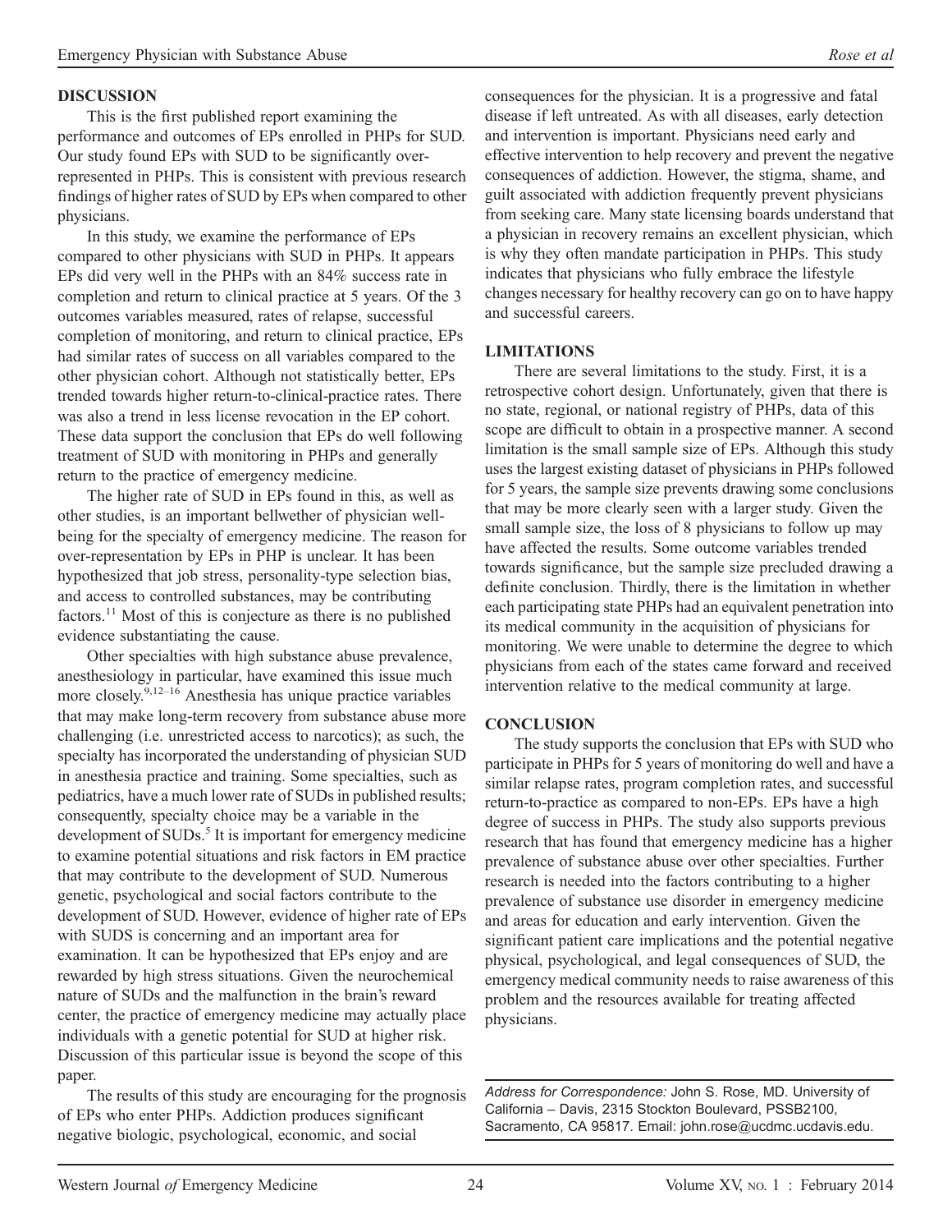## DISCUSSION

This is the first published report examining the performance and outcomes of EPs enrolled in PHPs for SUD. Our study found EPs with SUD to be significantly over-represented in PHPs. This is consistent with previous research findings of higher rates of SUD by EPs when compared to other physicians.

In this study, we examine the performance of EPs compared to other physicians with SUD in PHPs. It appears EPs did very well in the PHPs with an 84% success rate in completion and return to clinical practice at 5 years. Of the 3 outcomes variables measured, rates of relapse, successful completion of monitoring, and return to clinical practice, EPs had similar rates of success on all variables compared to the other physician cohort. Although not statistically better, EPs trended towards higher return-to-clinical-practice rates. There was also a trend in less license revocation in the EP cohort. These data support the conclusion that EPs do well following treatment of SUD with monitoring in PHPs and generally return to the practice of emergency medicine.

The higher rate of SUD in EPs found in this, as well as other studies, is an important bellwether of physician well-being for the specialty of emergency medicine. The reason for over-representation by EPs in PHP is unclear. It has been hypothesized that job stress, personality-type selection bias, and access to controlled substances, may be contributing factors.[11] Most of this is conjecture as there is no published evidence substantiating the cause.

Other specialties with high substance abuse prevalence, anesthesiology in particular, have examined this issue much more closely.[9,12–16] Anesthesia has unique practice variables that may make long-term recovery from substance abuse more challenging (i.e. unrestricted access to narcotics); as such, the specialty has incorporated the understanding of physician SUD in anesthesia practice and training. Some specialties, such as pediatrics, have a much lower rate of SUDs in published results; consequently, specialty choice may be a variable in the development of SUDs.[5] It is important for emergency medicine to examine potential situations and risk factors in EM practice that may contribute to the development of SUD. Numerous genetic, psychological and social factors contribute to the development of SUD. However, evidence of higher rate of EPs with SUDS is concerning and an important area for examination. It can be hypothesized that EPs enjoy and are rewarded by high stress situations. Given the neurochemical nature of SUDs and the malfunction in the brain's reward center, the practice of emergency medicine may actually place individuals with a genetic potential for SUD at higher risk. Discussion of this particular issue is beyond the scope of this paper.

The results of this study are encouraging for the prognosis of EPs who enter PHPs. Addiction produces significant negative biologic, psychological, economic, and social consequences for the physician. It is a progressive and fatal disease if left untreated. As with all diseases, early detection and intervention is important. Physicians need early and effective intervention to help recovery and prevent the negative consequences of addiction. However, the stigma, shame, and guilt associated with addiction frequently prevent physicians from seeking care. Many state licensing boards understand that a physician in recovery remains an excellent physician, which is why they often mandate participation in PHPs. This study indicates that physicians who fully embrace the lifestyle changes necessary for healthy recovery can go on to have happy and successful careers.

## LIMITATIONS

There are several limitations to the study. First, it is a retrospective cohort design. Unfortunately, given that there is no state, regional, or national registry of PHPs, data of this scope are difficult to obtain in a prospective manner. A second limitation is the small sample size of EPs. Although this study uses the largest existing dataset of physicians in PHPs followed for 5 years, the sample size prevents drawing some conclusions that may be more clearly seen with a larger study. Given the small sample size, the loss of 8 physicians to follow up may have affected the results. Some outcome variables trended towards significance, but the sample size precluded drawing a definite conclusion. Thirdly, there is the limitation in whether each participating state PHPs had an equivalent penetration into its medical community in the acquisition of physicians for monitoring. We were unable to determine the degree to which physicians from each of the states came forward and received intervention relative to the medical community at large.

## CONCLUSION

The study supports the conclusion that EPs with SUD who participate in PHPs for 5 years of monitoring do well and have a similar relapse rates, program completion rates, and successful return-to-practice as compared to non-EPs. EPs have a high degree of success in PHPs. The study also supports previous research that has found that emergency medicine has a higher prevalence of substance abuse over other specialties. Further research is needed into the factors contributing to a higher prevalence of substance use disorder in emergency medicine and areas for education and early intervention. Given the significant patient care implications and the potential negative physical, psychological, and legal consequences of SUD, the emergency medical community needs to raise awareness of this problem and the resources available for treating affected physicians.

*Address for Correspondence:* John S. Rose, MD. University of California – Davis, 2315 Stockton Boulevard, PSSB2100, Sacramento, CA 95817. Email: john.rose@ucdmc.ucdavis.edu.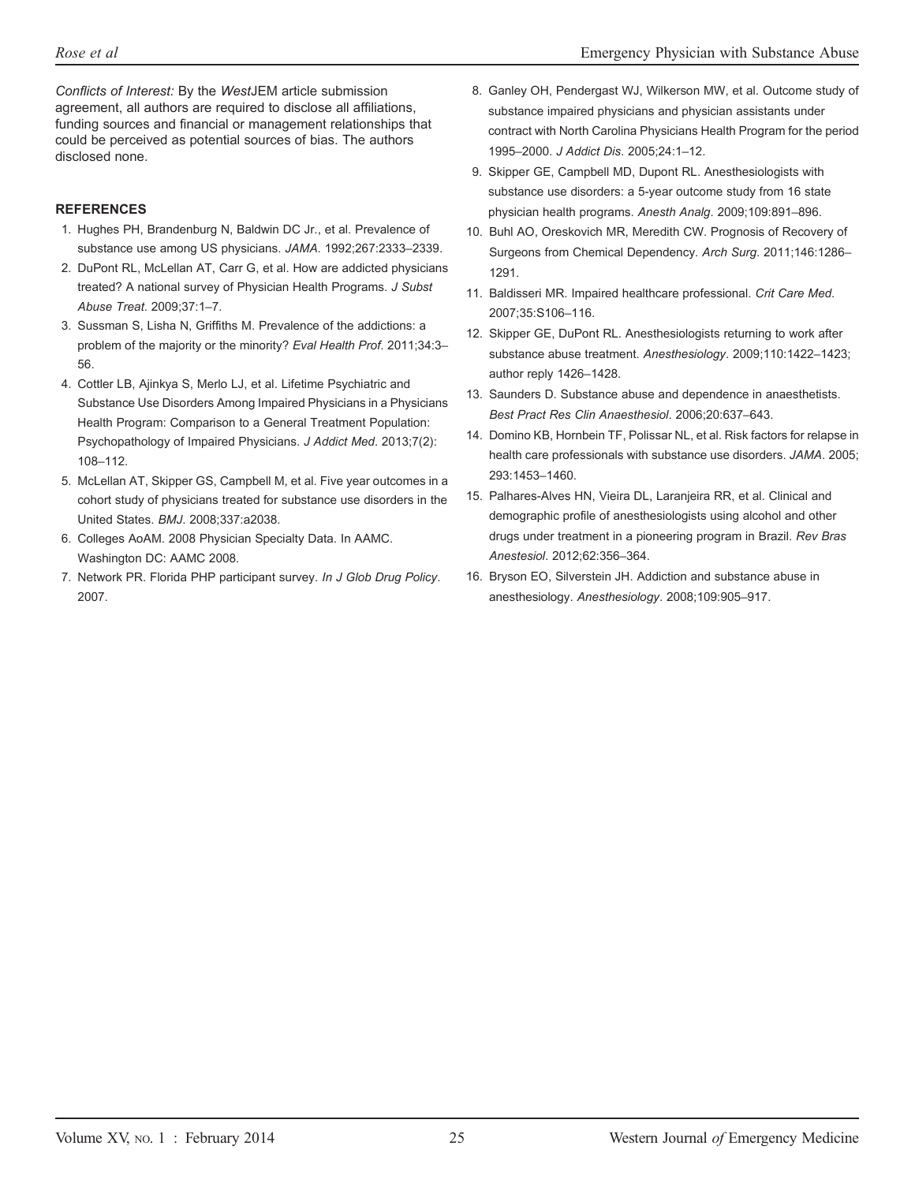*Conflicts of Interest:* By the *West*JEM article submission agreement, all authors are required to disclose all affiliations, funding sources and financial or management relationships that could be perceived as potential sources of bias. The authors disclosed none.

## REFERENCES

1. Hughes PH, Brandenburg N, Baldwin DC Jr., et al. Prevalence of substance use among US physicians. *JAMA*. 1992;267:2333–2339.
2. DuPont RL, McLellan AT, Carr G, et al. How are addicted physicians treated? A national survey of Physician Health Programs. *J Subst Abuse Treat*. 2009;37:1–7.
3. Sussman S, Lisha N, Griffiths M. Prevalence of the addictions: a problem of the majority or the minority? *Eval Health Prof*. 2011;34:3–56.
4. Cottler LB, Ajinkya S, Merlo LJ, et al. Lifetime Psychiatric and Substance Use Disorders Among Impaired Physicians in a Physicians Health Program: Comparison to a General Treatment Population: Psychopathology of Impaired Physicians. *J Addict Med*. 2013;7(2): 108–112.
5. McLellan AT, Skipper GS, Campbell M, et al. Five year outcomes in a cohort study of physicians treated for substance use disorders in the United States. *BMJ*. 2008;337:a2038.
6. Colleges AoAM. 2008 Physician Specialty Data. In AAMC. Washington DC: AAMC 2008.
7. Network PR. Florida PHP participant survey. *In J Glob Drug Policy*. 2007.
8. Ganley OH, Pendergast WJ, Wilkerson MW, et al. Outcome study of substance impaired physicians and physician assistants under contract with North Carolina Physicians Health Program for the period 1995–2000. *J Addict Dis*. 2005;24:1–12.
9. Skipper GE, Campbell MD, Dupont RL. Anesthesiologists with substance use disorders: a 5-year outcome study from 16 state physician health programs. *Anesth Analg*. 2009;109:891–896.
10. Buhl AO, Oreskovich MR, Meredith CW. Prognosis of Recovery of Surgeons from Chemical Dependency. *Arch Surg*. 2011;146:1286–1291.
11. Baldisseri MR. Impaired healthcare professional. *Crit Care Med*. 2007;35:S106–116.
12. Skipper GE, DuPont RL. Anesthesiologists returning to work after substance abuse treatment. *Anesthesiology*. 2009;110:1422–1423; author reply 1426–1428.
13. Saunders D. Substance abuse and dependence in anaesthetists. *Best Pract Res Clin Anaesthesiol*. 2006;20:637–643.
14. Domino KB, Hornbein TF, Polissar NL, et al. Risk factors for relapse in health care professionals with substance use disorders. *JAMA*. 2005; 293:1453–1460.
15. Palhares-Alves HN, Vieira DL, Laranjeira RR, et al. Clinical and demographic profile of anesthesiologists using alcohol and other drugs under treatment in a pioneering program in Brazil. *Rev Bras Anestesiol*. 2012;62:356–364.
16. Bryson EO, Silverstein JH. Addiction and substance abuse in anesthesiology. *Anesthesiology*. 2008;109:905–917.